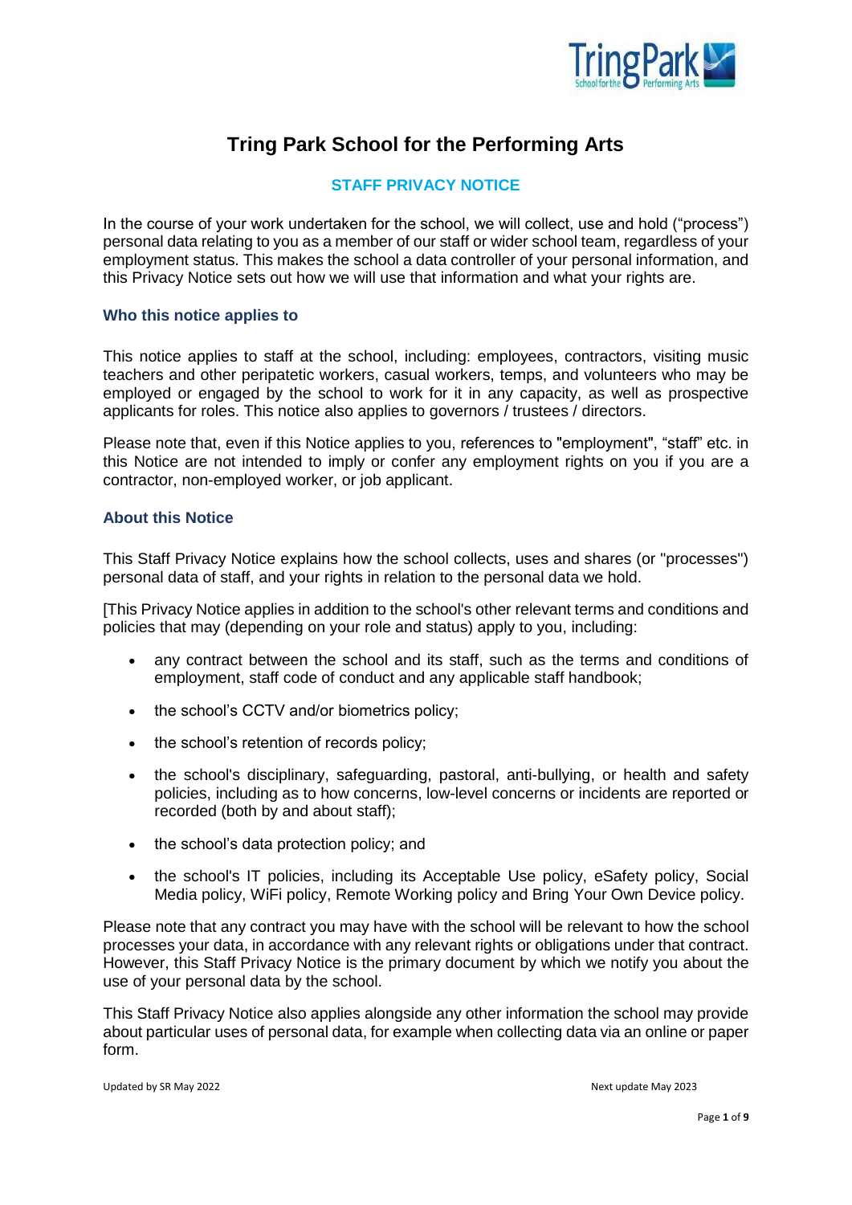# Tring Park School for the Performing Arts

## STAFF PRIVACY NOTICE

In the course of your work undertaken for the school, we will collect, use and hold ("process") personal data relating to you as a member of our staff or wider school team, regardless of your employment status. This makes the school a data controller of your personal information, and this Privacy Notice sets out how we will use that information and what your rights are.

### Who this notice applies to

This notice applies to staff at the school, including: employees, contractors, visiting music teachers and other peripatetic workers, casual workers, temps, and volunteers who may be employed or engaged by the school to work for it in any capacity, as well as prospective applicants for roles. This notice also applies to governors / trustees / directors.

Please note that, even if this Notice applies to you, references to "employment", "staff" etc. in this Notice are not intended to imply or confer any employment rights on you if you are a contractor, non-employed worker, or job applicant.

### About this Notice

This Staff Privacy Notice explains how the school collects, uses and shares (or "processes") personal data of staff, and your rights in relation to the personal data we hold.

[This Privacy Notice applies in addition to the school's other relevant terms and conditions and policies that may (depending on your role and status) apply to you, including:

- any contract between the school and its staff, such as the terms and conditions of employment, staff code of conduct and any applicable staff handbook;
- the school's CCTV and/or biometrics policy;
- the school's retention of records policy;
- the school's disciplinary, safeguarding, pastoral, anti-bullying, or health and safety policies, including as to how concerns, low-level concerns or incidents are reported or recorded (both by and about staff);
- the school's data protection policy; and
- the school's IT policies, including its Acceptable Use policy, eSafety policy, Social Media policy, WiFi policy, Remote Working policy and Bring Your Own Device policy.

Please note that any contract you may have with the school will be relevant to how the school processes your data, in accordance with any relevant rights or obligations under that contract. However, this Staff Privacy Notice is the primary document by which we notify you about the use of your personal data by the school.

This Staff Privacy Notice also applies alongside any other information the school may provide about particular uses of personal data, for example when collecting data via an online or paper form.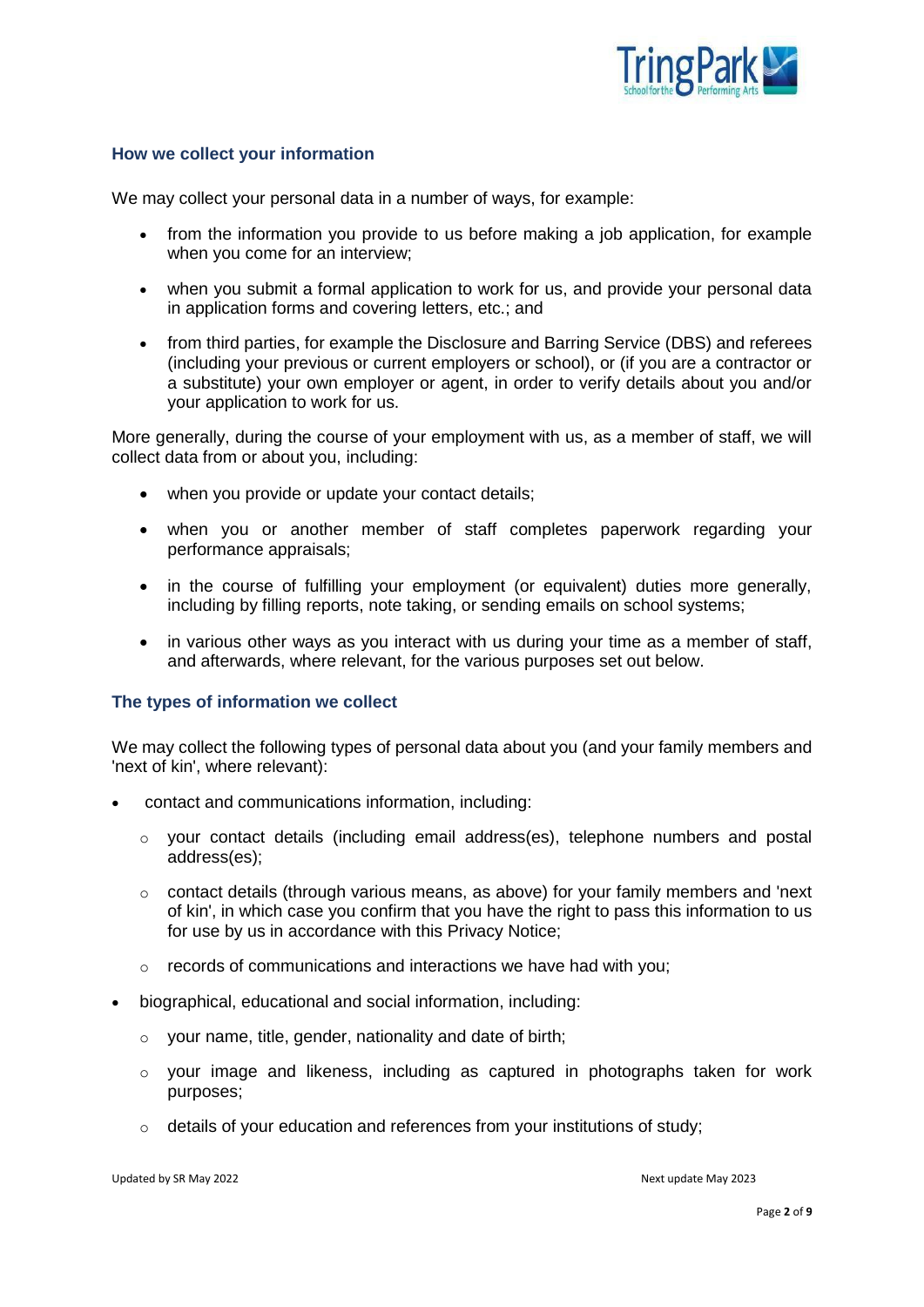## How we collect your information

We may collect your personal data in a number of ways, for example:

- from the information you provide to us before making a job application, for example when you come for an interview;
- when you submit a formal application to work for us, and provide your personal data in application forms and covering letters, etc.; and
- from third parties, for example the Disclosure and Barring Service (DBS) and referees (including your previous or current employers or school), or (if you are a contractor or a substitute) your own employer or agent, in order to verify details about you and/or your application to work for us.

More generally, during the course of your employment with us, as a member of staff, we will collect data from or about you, including:

- when you provide or update your contact details;
- when you or another member of staff completes paperwork regarding your performance appraisals;
- in the course of fulfilling your employment (or equivalent) duties more generally, including by filling reports, note taking, or sending emails on school systems;
- in various other ways as you interact with us during your time as a member of staff, and afterwards, where relevant, for the various purposes set out below.

## The types of information we collect

We may collect the following types of personal data about you (and your family members and 'next of kin', where relevant):

- contact and communications information, including:
  - your contact details (including email address(es), telephone numbers and postal address(es);
  - contact details (through various means, as above) for your family members and 'next of kin', in which case you confirm that you have the right to pass this information to us for use by us in accordance with this Privacy Notice;
  - records of communications and interactions we have had with you;
- biographical, educational and social information, including:
  - your name, title, gender, nationality and date of birth;
  - your image and likeness, including as captured in photographs taken for work purposes;
  - details of your education and references from your institutions of study;

Updated by SR May 2022 Next update May 2023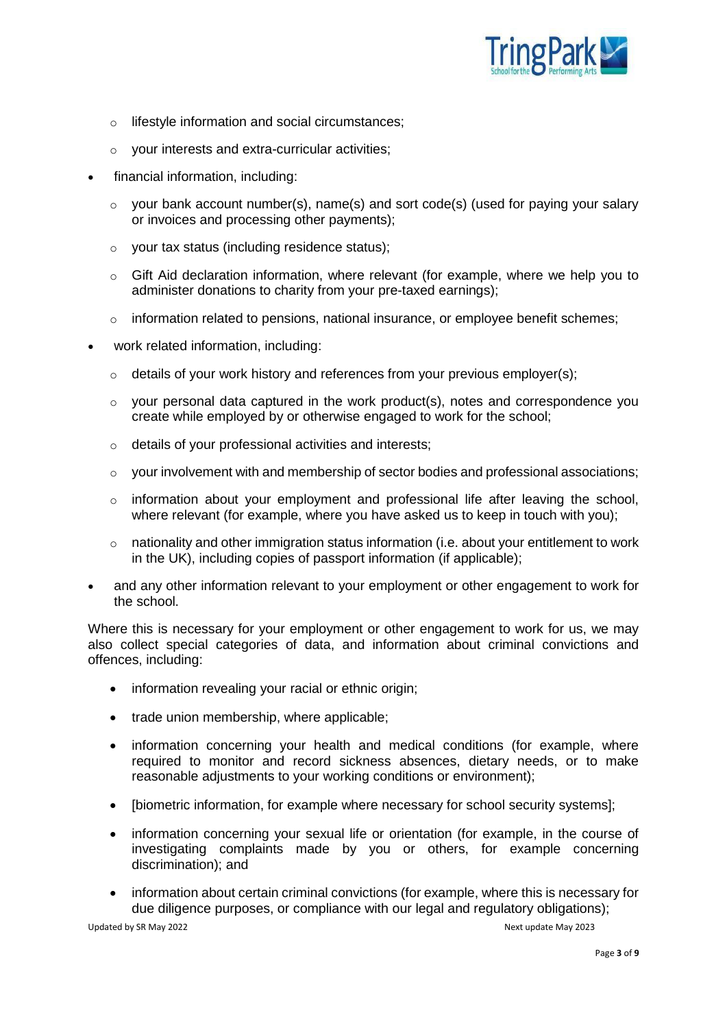- lifestyle information and social circumstances;
  - your interests and extra-curricular activities;
- financial information, including:
  - your bank account number(s), name(s) and sort code(s) (used for paying your salary or invoices and processing other payments);
  - your tax status (including residence status);
  - Gift Aid declaration information, where relevant (for example, where we help you to administer donations to charity from your pre-taxed earnings);
  - information related to pensions, national insurance, or employee benefit schemes;
- work related information, including:
  - details of your work history and references from your previous employer(s);
  - your personal data captured in the work product(s), notes and correspondence you create while employed by or otherwise engaged to work for the school;
  - details of your professional activities and interests;
  - your involvement with and membership of sector bodies and professional associations;
  - information about your employment and professional life after leaving the school, where relevant (for example, where you have asked us to keep in touch with you);
  - nationality and other immigration status information (i.e. about your entitlement to work in the UK), including copies of passport information (if applicable);
- and any other information relevant to your employment or other engagement to work for the school.

Where this is necessary for your employment or other engagement to work for us, we may also collect special categories of data, and information about criminal convictions and offences, including:

- information revealing your racial or ethnic origin;
- trade union membership, where applicable;
- information concerning your health and medical conditions (for example, where required to monitor and record sickness absences, dietary needs, or to make reasonable adjustments to your working conditions or environment);
- [biometric information, for example where necessary for school security systems];
- information concerning your sexual life or orientation (for example, in the course of investigating complaints made by you or others, for example concerning discrimination); and
- information about certain criminal convictions (for example, where this is necessary for due diligence purposes, or compliance with our legal and regulatory obligations);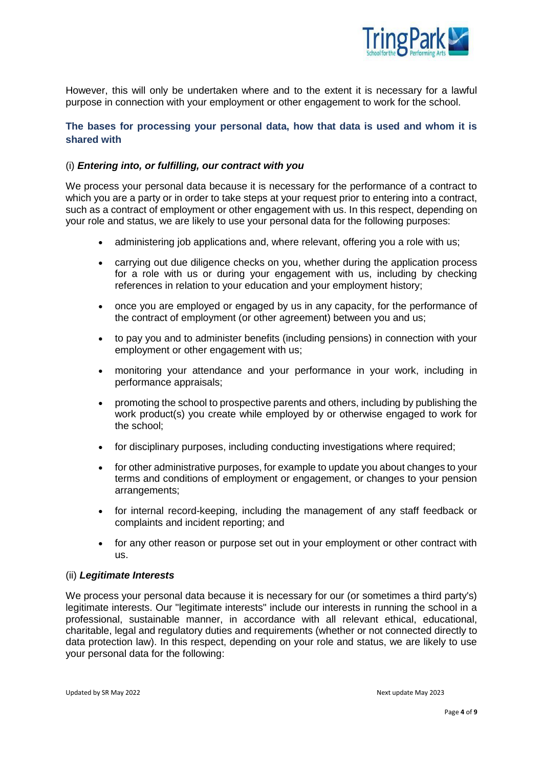However, this will only be undertaken where and to the extent it is necessary for a lawful purpose in connection with your employment or other engagement to work for the school.

### The bases for processing your personal data, how that data is used and whom it is shared with

(i) ***Entering into, or fulfilling, our contract with you***

We process your personal data because it is necessary for the performance of a contract to which you are a party or in order to take steps at your request prior to entering into a contract, such as a contract of employment or other engagement with us. In this respect, depending on your role and status, we are likely to use your personal data for the following purposes:

- administering job applications and, where relevant, offering you a role with us;
- carrying out due diligence checks on you, whether during the application process for a role with us or during your engagement with us, including by checking references in relation to your education and your employment history;
- once you are employed or engaged by us in any capacity, for the performance of the contract of employment (or other agreement) between you and us;
- to pay you and to administer benefits (including pensions) in connection with your employment or other engagement with us;
- monitoring your attendance and your performance in your work, including in performance appraisals;
- promoting the school to prospective parents and others, including by publishing the work product(s) you create while employed by or otherwise engaged to work for the school;
- for disciplinary purposes, including conducting investigations where required;
- for other administrative purposes, for example to update you about changes to your terms and conditions of employment or engagement, or changes to your pension arrangements;
- for internal record-keeping, including the management of any staff feedback or complaints and incident reporting; and
- for any other reason or purpose set out in your employment or other contract with us.

(ii) ***Legitimate Interests***

We process your personal data because it is necessary for our (or sometimes a third party's) legitimate interests. Our "legitimate interests" include our interests in running the school in a professional, sustainable manner, in accordance with all relevant ethical, educational, charitable, legal and regulatory duties and requirements (whether or not connected directly to data protection law). In this respect, depending on your role and status, we are likely to use your personal data for the following: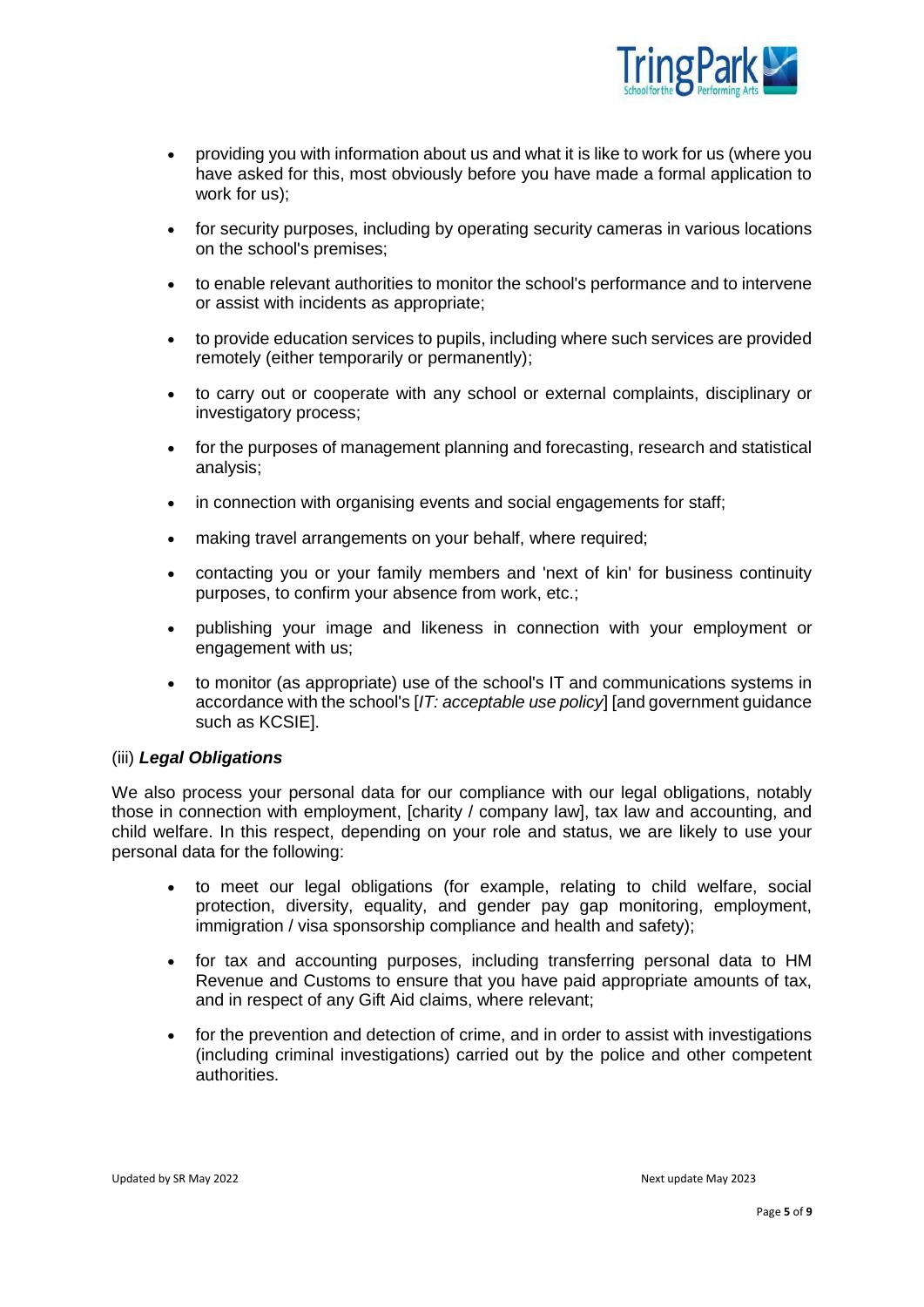- providing you with information about us and what it is like to work for us (where you have asked for this, most obviously before you have made a formal application to work for us);
- for security purposes, including by operating security cameras in various locations on the school's premises;
- to enable relevant authorities to monitor the school's performance and to intervene or assist with incidents as appropriate;
- to provide education services to pupils, including where such services are provided remotely (either temporarily or permanently);
- to carry out or cooperate with any school or external complaints, disciplinary or investigatory process;
- for the purposes of management planning and forecasting, research and statistical analysis;
- in connection with organising events and social engagements for staff;
- making travel arrangements on your behalf, where required;
- contacting you or your family members and 'next of kin' for business continuity purposes, to confirm your absence from work, etc.;
- publishing your image and likeness in connection with your employment or engagement with us;
- to monitor (as appropriate) use of the school's IT and communications systems in accordance with the school's [*IT: acceptable use policy*] [and government guidance such as KCSIE].

(iii) ***Legal Obligations***

We also process your personal data for our compliance with our legal obligations, notably those in connection with employment, [charity / company law], tax law and accounting, and child welfare. In this respect, depending on your role and status, we are likely to use your personal data for the following:

- to meet our legal obligations (for example, relating to child welfare, social protection, diversity, equality, and gender pay gap monitoring, employment, immigration / visa sponsorship compliance and health and safety);
- for tax and accounting purposes, including transferring personal data to HM Revenue and Customs to ensure that you have paid appropriate amounts of tax, and in respect of any Gift Aid claims, where relevant;
- for the prevention and detection of crime, and in order to assist with investigations (including criminal investigations) carried out by the police and other competent authorities.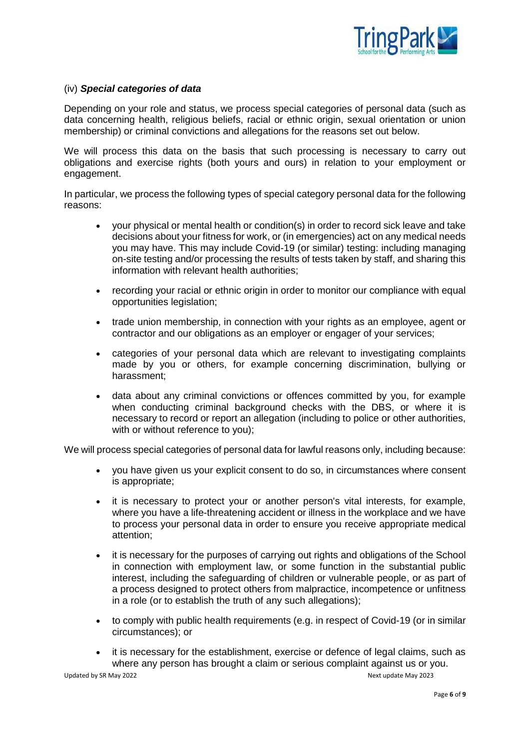(iv) ***Special categories of data***

Depending on your role and status, we process special categories of personal data (such as data concerning health, religious beliefs, racial or ethnic origin, sexual orientation or union membership) or criminal convictions and allegations for the reasons set out below.

We will process this data on the basis that such processing is necessary to carry out obligations and exercise rights (both yours and ours) in relation to your employment or engagement.

In particular, we process the following types of special category personal data for the following reasons:

- your physical or mental health or condition(s) in order to record sick leave and take decisions about your fitness for work, or (in emergencies) act on any medical needs you may have. This may include Covid-19 (or similar) testing: including managing on-site testing and/or processing the results of tests taken by staff, and sharing this information with relevant health authorities;
- recording your racial or ethnic origin in order to monitor our compliance with equal opportunities legislation;
- trade union membership, in connection with your rights as an employee, agent or contractor and our obligations as an employer or engager of your services;
- categories of your personal data which are relevant to investigating complaints made by you or others, for example concerning discrimination, bullying or harassment;
- data about any criminal convictions or offences committed by you, for example when conducting criminal background checks with the DBS, or where it is necessary to record or report an allegation (including to police or other authorities, with or without reference to you);

We will process special categories of personal data for lawful reasons only, including because:

- you have given us your explicit consent to do so, in circumstances where consent is appropriate;
- it is necessary to protect your or another person's vital interests, for example, where you have a life-threatening accident or illness in the workplace and we have to process your personal data in order to ensure you receive appropriate medical attention;
- it is necessary for the purposes of carrying out rights and obligations of the School in connection with employment law, or some function in the substantial public interest, including the safeguarding of children or vulnerable people, or as part of a process designed to protect others from malpractice, incompetence or unfitness in a role (or to establish the truth of any such allegations);
- to comply with public health requirements (e.g. in respect of Covid-19 (or in similar circumstances); or
- it is necessary for the establishment, exercise or defence of legal claims, such as where any person has brought a claim or serious complaint against us or you.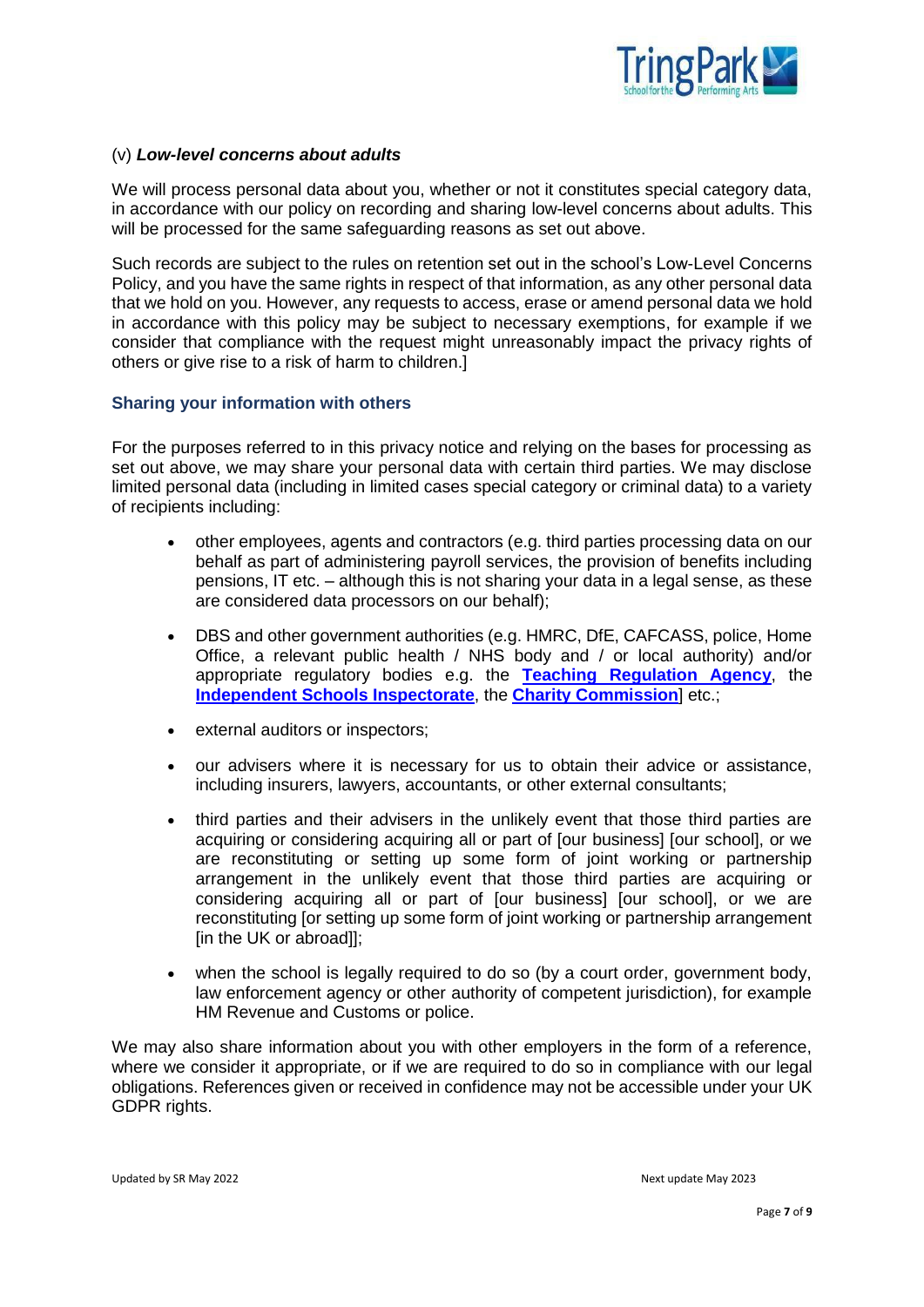(v) ***Low-level concerns about adults***

We will process personal data about you, whether or not it constitutes special category data, in accordance with our policy on recording and sharing low-level concerns about adults. This will be processed for the same safeguarding reasons as set out above.

Such records are subject to the rules on retention set out in the school's Low-Level Concerns Policy, and you have the same rights in respect of that information, as any other personal data that we hold on you. However, any requests to access, erase or amend personal data we hold in accordance with this policy may be subject to necessary exemptions, for example if we consider that compliance with the request might unreasonably impact the privacy rights of others or give rise to a risk of harm to children.]

### Sharing your information with others

For the purposes referred to in this privacy notice and relying on the bases for processing as set out above, we may share your personal data with certain third parties. We may disclose limited personal data (including in limited cases special category or criminal data) to a variety of recipients including:

- other employees, agents and contractors (e.g. third parties processing data on our behalf as part of administering payroll services, the provision of benefits including pensions, IT etc. – although this is not sharing your data in a legal sense, as these are considered data processors on our behalf);
- DBS and other government authorities (e.g. HMRC, DfE, CAFCASS, police, Home Office, a relevant public health / NHS body and / or local authority) and/or appropriate regulatory bodies e.g. the **Teaching Regulation Agency**, the **Independent Schools Inspectorate**, the **Charity Commission**] etc.;
- external auditors or inspectors;
- our advisers where it is necessary for us to obtain their advice or assistance, including insurers, lawyers, accountants, or other external consultants;
- third parties and their advisers in the unlikely event that those third parties are acquiring or considering acquiring all or part of [our business] [our school], or we are reconstituting or setting up some form of joint working or partnership arrangement in the unlikely event that those third parties are acquiring or considering acquiring all or part of [our business] [our school], or we are reconstituting [or setting up some form of joint working or partnership arrangement [in the UK or abroad]];
- when the school is legally required to do so (by a court order, government body, law enforcement agency or other authority of competent jurisdiction), for example HM Revenue and Customs or police.

We may also share information about you with other employers in the form of a reference, where we consider it appropriate, or if we are required to do so in compliance with our legal obligations. References given or received in confidence may not be accessible under your UK GDPR rights.

Updated by SR May 2022 Next update May 2023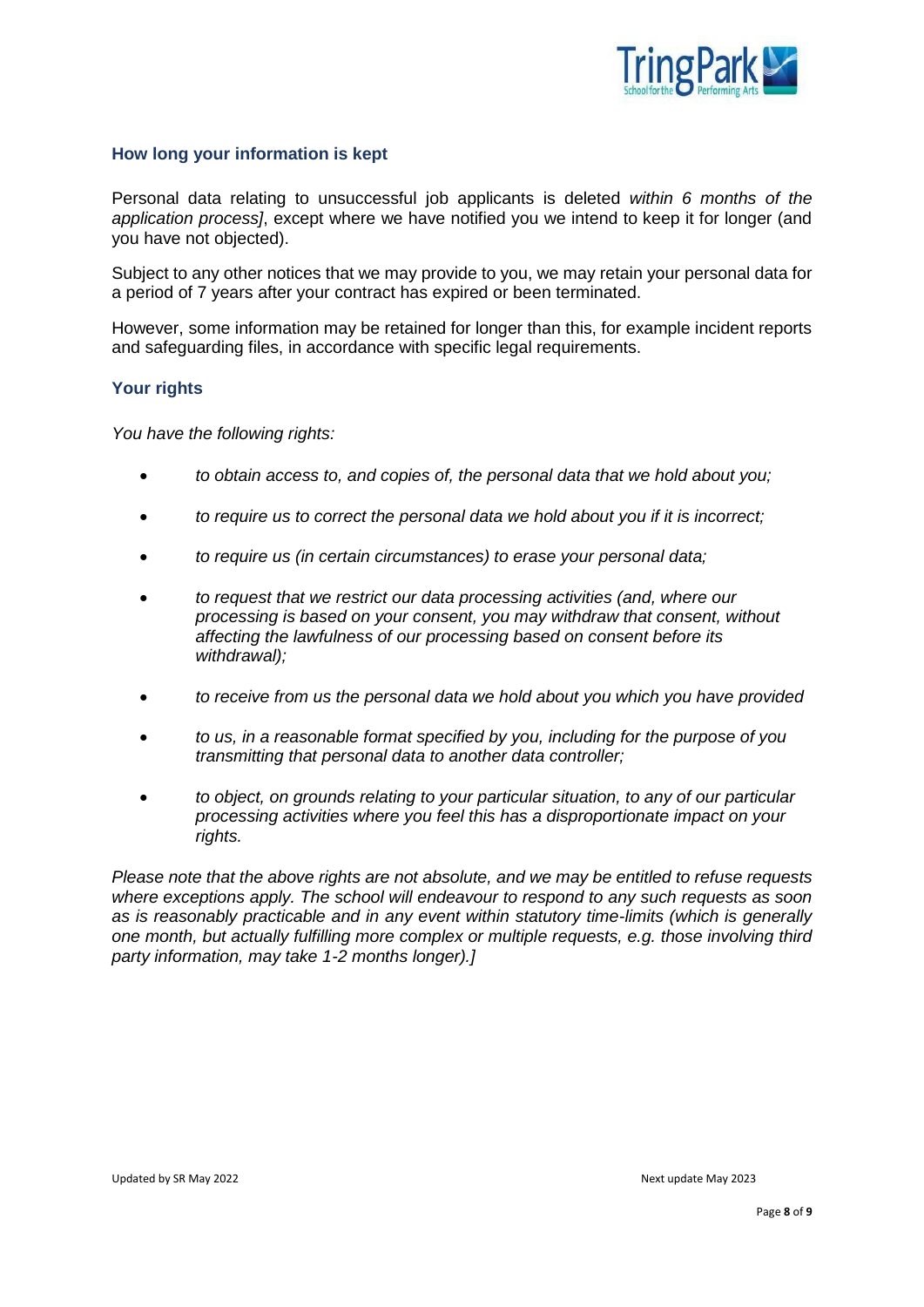## How long your information is kept

Personal data relating to unsuccessful job applicants is deleted *within 6 months of the application process]*, except where we have notified you we intend to keep it for longer (and you have not objected).

Subject to any other notices that we may provide to you, we may retain your personal data for a period of 7 years after your contract has expired or been terminated.

However, some information may be retained for longer than this, for example incident reports and safeguarding files, in accordance with specific legal requirements.

## Your rights

*You have the following rights:*

- *to obtain access to, and copies of, the personal data that we hold about you;*
- *to require us to correct the personal data we hold about you if it is incorrect;*
- *to require us (in certain circumstances) to erase your personal data;*
- *to request that we restrict our data processing activities (and, where our processing is based on your consent, you may withdraw that consent, without affecting the lawfulness of our processing based on consent before its withdrawal);*
- *to receive from us the personal data we hold about you which you have provided*
- *to us, in a reasonable format specified by you, including for the purpose of you transmitting that personal data to another data controller;*
- *to object, on grounds relating to your particular situation, to any of our particular processing activities where you feel this has a disproportionate impact on your rights.*

*Please note that the above rights are not absolute, and we may be entitled to refuse requests where exceptions apply. The school will endeavour to respond to any such requests as soon as is reasonably practicable and in any event within statutory time-limits (which is generally one month, but actually fulfilling more complex or multiple requests, e.g. those involving third party information, may take 1-2 months longer).]*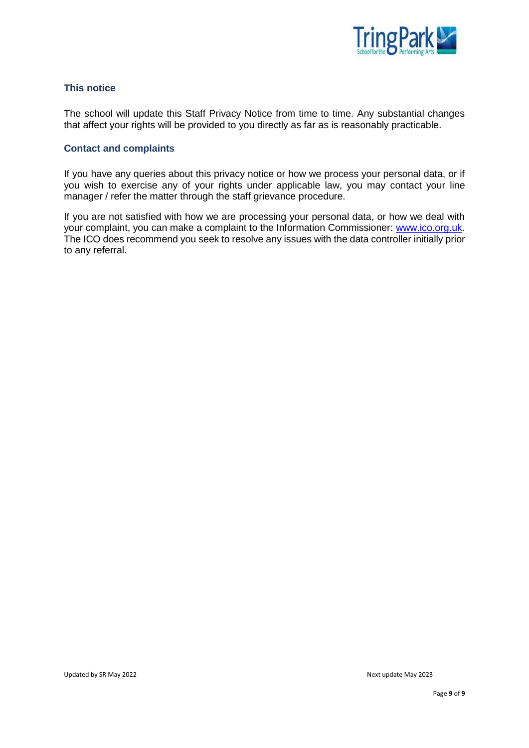## This notice

The school will update this Staff Privacy Notice from time to time. Any substantial changes that affect your rights will be provided to you directly as far as is reasonably practicable.

## Contact and complaints

If you have any queries about this privacy notice or how we process your personal data, or if you wish to exercise any of your rights under applicable law, you may contact your line manager / refer the matter through the staff grievance procedure.

If you are not satisfied with how we are processing your personal data, or how we deal with your complaint, you can make a complaint to the Information Commissioner: www.ico.org.uk. The ICO does recommend you seek to resolve any issues with the data controller initially prior to any referral.